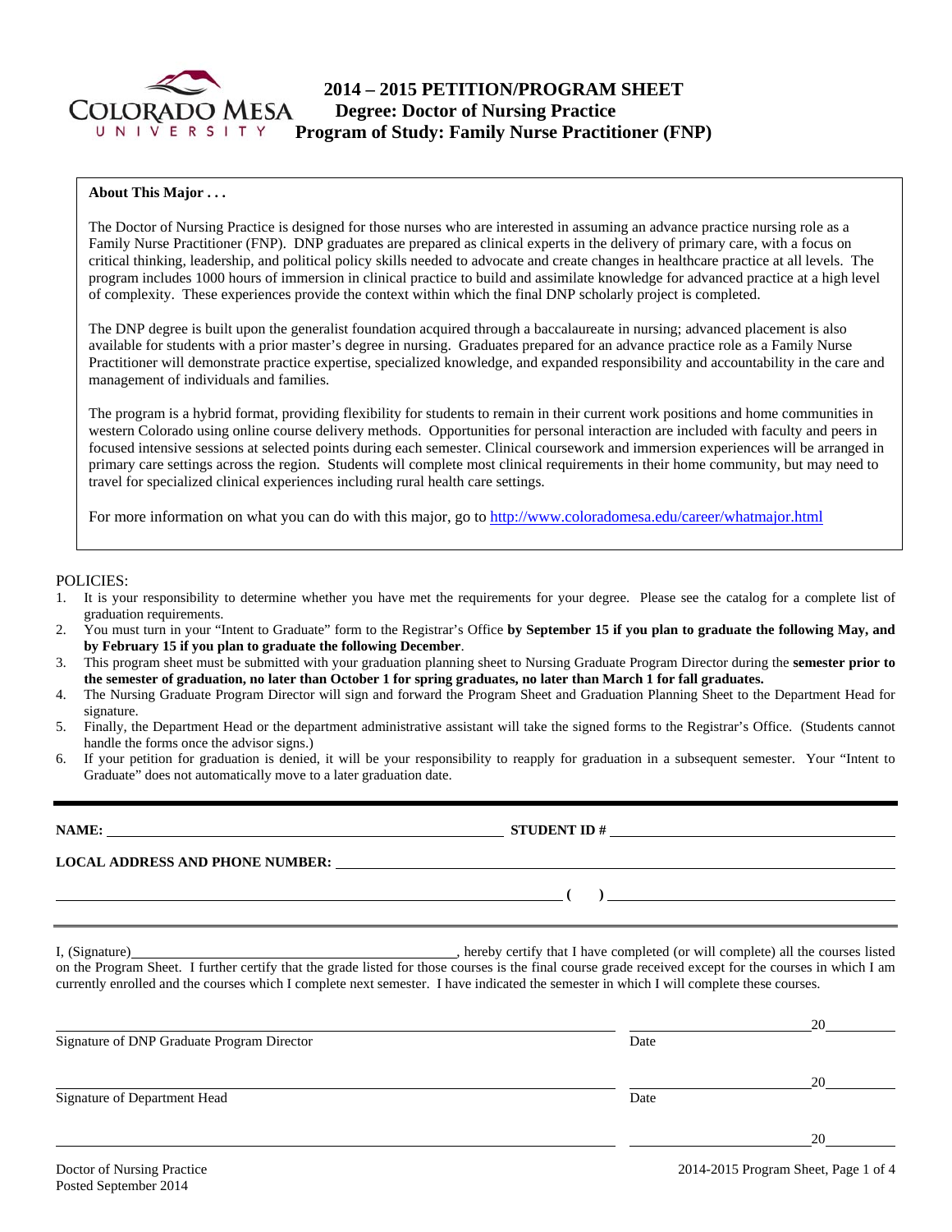# 2014 – 2015 PETITION/PROGRAM SHEET
## Degree: Doctor of Nursing Practice
## Program of Study: Family Nurse Practitioner (FNP)

**About This Major . . .**

The Doctor of Nursing Practice is designed for those nurses who are interested in assuming an advance practice nursing role as a Family Nurse Practitioner (FNP). DNP graduates are prepared as clinical experts in the delivery of primary care, with a focus on critical thinking, leadership, and political policy skills needed to advocate and create changes in healthcare practice at all levels. The program includes 1000 hours of immersion in clinical practice to build and assimilate knowledge for advanced practice at a high level of complexity. These experiences provide the context within which the final DNP scholarly project is completed.

The DNP degree is built upon the generalist foundation acquired through a baccalaureate in nursing; advanced placement is also available for students with a prior master's degree in nursing. Graduates prepared for an advance practice role as a Family Nurse Practitioner will demonstrate practice expertise, specialized knowledge, and expanded responsibility and accountability in the care and management of individuals and families.

The program is a hybrid format, providing flexibility for students to remain in their current work positions and home communities in western Colorado using online course delivery methods. Opportunities for personal interaction are included with faculty and peers in focused intensive sessions at selected points during each semester. Clinical coursework and immersion experiences will be arranged in primary care settings across the region. Students will complete most clinical requirements in their home community, but may need to travel for specialized clinical experiences including rural health care settings.

For more information on what you can do with this major, go to http://www.coloradomesa.edu/career/whatmajor.html

POLICIES:

1. It is your responsibility to determine whether you have met the requirements for your degree. Please see the catalog for a complete list of graduation requirements.
2. You must turn in your "Intent to Graduate" form to the Registrar's Office **by September 15 if you plan to graduate the following May, and by February 15 if you plan to graduate the following December**.
3. This program sheet must be submitted with your graduation planning sheet to Nursing Graduate Program Director during the **semester prior to the semester of graduation, no later than October 1 for spring graduates, no later than March 1 for fall graduates.**
4. The Nursing Graduate Program Director will sign and forward the Program Sheet and Graduation Planning Sheet to the Department Head for signature.
5. Finally, the Department Head or the department administrative assistant will take the signed forms to the Registrar's Office. (Students cannot handle the forms once the advisor signs.)
6. If your petition for graduation is denied, it will be your responsibility to reapply for graduation in a subsequent semester. Your "Intent to Graduate" does not automatically move to a later graduation date.

---

**NAME:** ______________________________ **STUDENT ID #** ______________________________

**LOCAL ADDRESS AND PHONE NUMBER:** ______________________________

______________________________ **( )** ______________________________

I, (Signature)______________________________, hereby certify that I have completed (or will complete) all the courses listed on the Program Sheet. I further certify that the grade listed for those courses is the final course grade received except for the courses in which I am currently enrolled and the courses which I complete next semester. I have indicated the semester in which I will complete these courses.

______________________________ ______________ 20______
Signature of DNP Graduate Program Director Date

______________________________ ______________ 20______
Signature of Department Head Date

______________________________ ______________ 20______

Doctor of Nursing Practice
Posted September 2014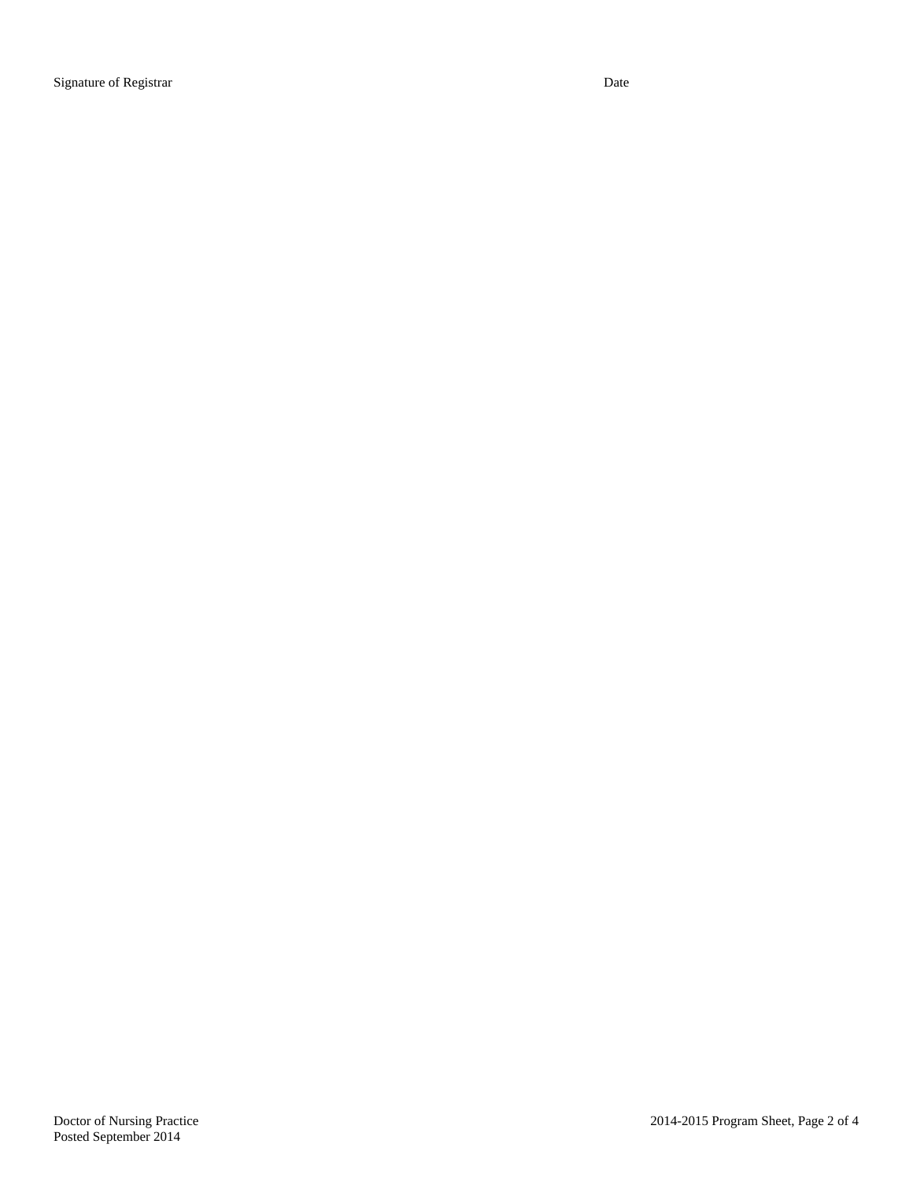Signature of Registrar Date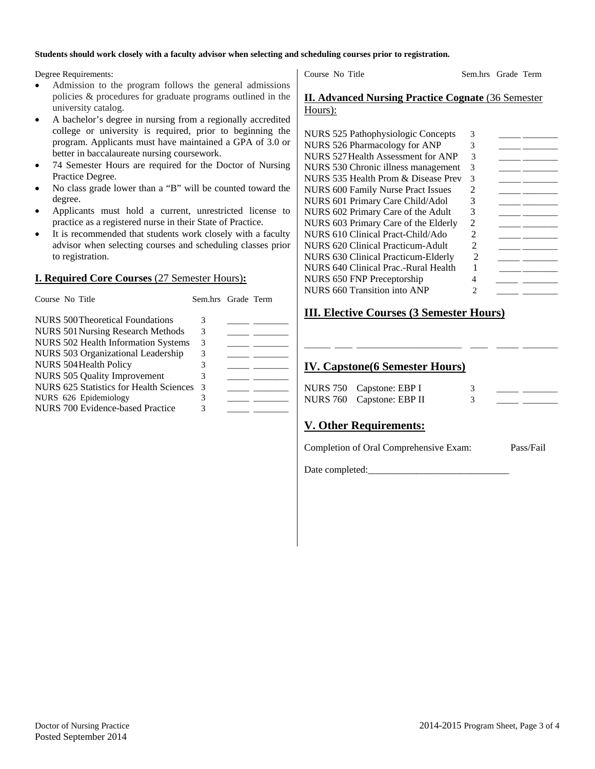**Students should work closely with a faculty advisor when selecting and scheduling courses prior to registration.**

Degree Requirements:

- Admission to the program follows the general admissions policies & procedures for graduate programs outlined in the university catalog.
- A bachelor's degree in nursing from a regionally accredited college or university is required, prior to beginning the program. Applicants must have maintained a GPA of 3.0 or better in baccalaureate nursing coursework.
- 74 Semester Hours are required for the Doctor of Nursing Practice Degree.
- No class grade lower than a "B" will be counted toward the degree.
- Applicants must hold a current, unrestricted license to practice as a registered nurse in their State of Practice.
- It is recommended that students work closely with a faculty advisor when selecting courses and scheduling classes prior to registration.

## I. Required Core Courses (27 Semester Hours):

| Course No | Title | Sem.hrs | Grade | Term |
|---|---|---|---|---|
| NURS 500 | Theoretical Foundations | 3 | _____ | _______ |
| NURS 501 | Nursing Research Methods | 3 | _____ | _______ |
| NURS 502 | Health Information Systems | 3 | _____ | _______ |
| NURS 503 | Organizational Leadership | 3 | _____ | _______ |
| NURS 504 | Health Policy | 3 | _____ | _______ |
| NURS 505 | Quality Improvement | 3 | _____ | _______ |
| NURS 625 | Statistics for Health Sciences | 3 | _____ | _______ |
| NURS 626 | Epidemiology | 3 | _____ | _______ |
| NURS 700 | Evidence-based Practice | 3 | _____ | _______ |

## II. Advanced Nursing Practice Cognate (36 Semester Hours):

| Course No | Title | Sem.hrs | Grade | Term |
|---|---|---|---|---|
| NURS 525 | Pathophysiologic Concepts | 3 | _____ | _______ |
| NURS 526 | Pharmacology for ANP | 3 | _____ | _______ |
| NURS 527 | Health Assessment for ANP | 3 | _____ | _______ |
| NURS 530 | Chronic illness management | 3 | _____ | _______ |
| NURS 535 | Health Prom & Disease Prev | 3 | _____ | _______ |
| NURS 600 | Family Nurse Pract Issues | 2 | _____ | _______ |
| NURS 601 | Primary Care Child/Adol | 3 | _____ | _______ |
| NURS 602 | Primary Care of the Adult | 3 | _____ | _______ |
| NURS 603 | Primary Care of the Elderly | 2 | _____ | _______ |
| NURS 610 | Clinical Pract-Child/Ado | 2 | _____ | _______ |
| NURS 620 | Clinical Practicum-Adult | 2 | _____ | _______ |
| NURS 630 | Clinical Practicum-Elderly | 2 | _____ | _______ |
| NURS 640 | Clinical Prac.-Rural Health | 1 | _____ | _______ |
| NURS 650 | FNP Preceptorship | 4 | _____ | _______ |
| NURS 660 | Transition into ANP | 2 | _____ | _______ |

## III. Elective Courses (3 Semester Hours)

_____ ____ _____________________ ____ _____ _______

## IV. Capstone(6 Semester Hours)

| Course No | Title | Sem.hrs | Grade | Term |
|---|---|---|---|---|
| NURS 750 | Capstone: EBP I | 3 | _____ | _______ |
| NURS 760 | Capstone: EBP II | 3 | _____ | _______ |

## V. Other Requirements:

Completion of Oral Comprehensive Exam: Pass/Fail

Date completed:_____________________________

Doctor of Nursing Practice
Posted September 2014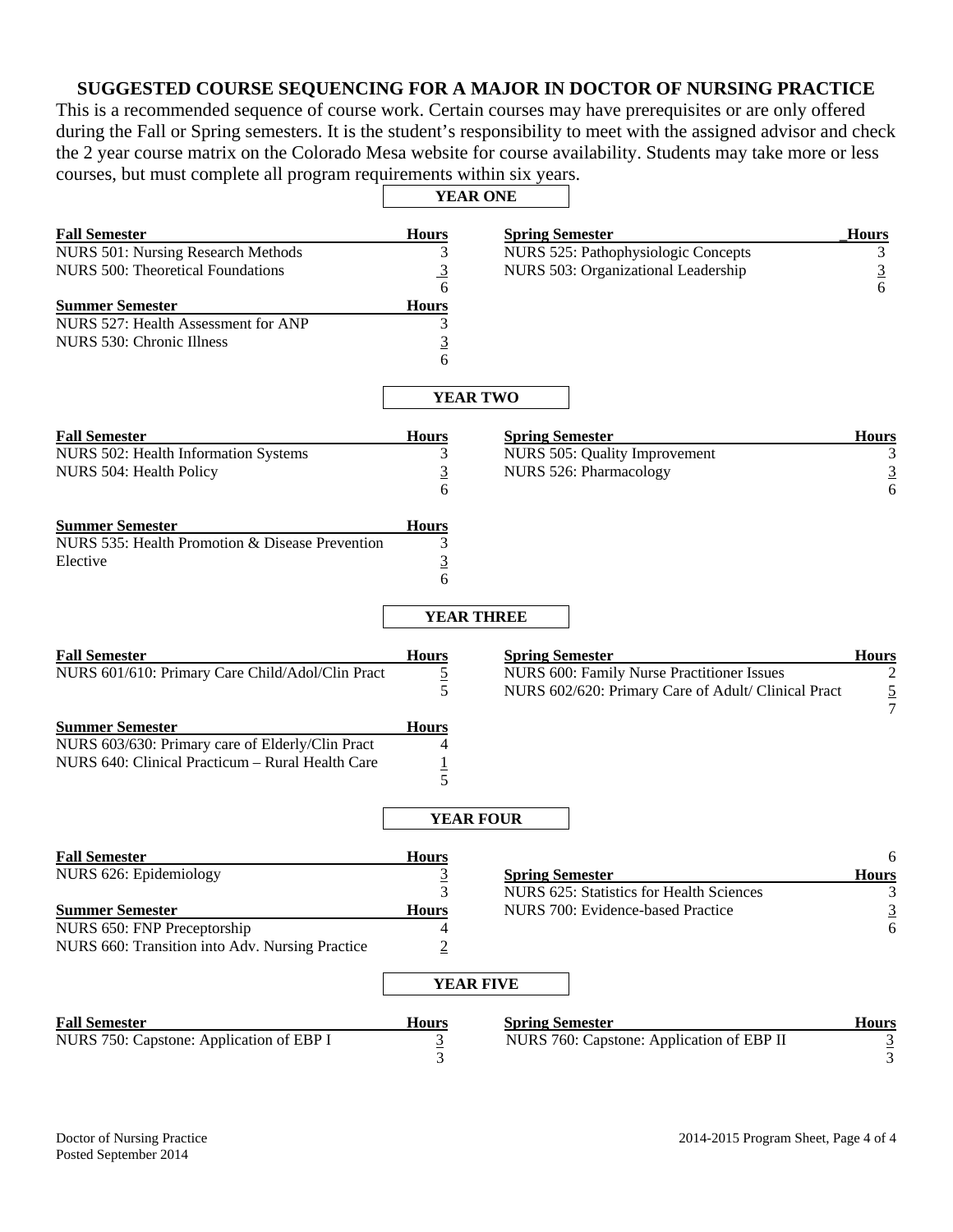## SUGGESTED COURSE SEQUENCING FOR A MAJOR IN DOCTOR OF NURSING PRACTICE

This is a recommended sequence of course work. Certain courses may have prerequisites or are only offered during the Fall or Spring semesters. It is the student's responsibility to meet with the assigned advisor and check the 2 year course matrix on the Colorado Mesa website for course availability. Students may take more or less courses, but must complete all program requirements within six years.

### YEAR ONE

| Fall Semester | Hours | Spring Semester | Hours |
|---|---|---|---|
| NURS 501: Nursing Research Methods | 3 | NURS 525: Pathophysiologic Concepts | 3 |
| NURS 500: Theoretical Foundations | 3 | NURS 503: Organizational Leadership | 3 |
| | 6 | | 6 |

| Summer Semester | Hours |
|---|---|
| NURS 527: Health Assessment for ANP | 3 |
| NURS 530: Chronic Illness | 3 |
| | 6 |

### YEAR TWO

| Fall Semester | Hours | Spring Semester | Hours |
|---|---|---|---|
| NURS 502: Health Information Systems | 3 | NURS 505: Quality Improvement | 3 |
| NURS 504: Health Policy | 3 | NURS 526: Pharmacology | 3 |
| | 6 | | 6 |

| Summer Semester | Hours |
|---|---|
| NURS 535: Health Promotion & Disease Prevention | 3 |
| Elective | 3 |
| | 6 |

### YEAR THREE

| Fall Semester | Hours | Spring Semester | Hours |
|---|---|---|---|
| NURS 601/610: Primary Care Child/Adol/Clin Pract | 5 | NURS 600: Family Nurse Practitioner Issues | 2 |
| | 5 | NURS 602/620: Primary Care of Adult/ Clinical Pract | 5 |
| | | | 7 |

| Summer Semester | Hours |
|---|---|
| NURS 603/630: Primary care of Elderly/Clin Pract | 4 |
| NURS 640: Clinical Practicum – Rural Health Care | 1 |
| | 5 |

### YEAR FOUR

| Fall Semester | Hours |
|---|---|
| NURS 626: Epidemiology | 3 |
| | 3 |

| Summer Semester | Hours |
|---|---|
| NURS 650: FNP Preceptorship | 4 |
| NURS 660: Transition into Adv. Nursing Practice | 2 |
| | 6 |

| Spring Semester | Hours |
|---|---|
| NURS 625: Statistics for Health Sciences | 3 |
| NURS 700: Evidence-based Practice | 3 |
| | 6 |

### YEAR FIVE

| Fall Semester | Hours | Spring Semester | Hours |
|---|---|---|---|
| NURS 750: Capstone: Application of EBP I | 3 | NURS 760: Capstone: Application of EBP II | 3 |
| | 3 | | 3 |

Doctor of Nursing Practice
Posted September 2014